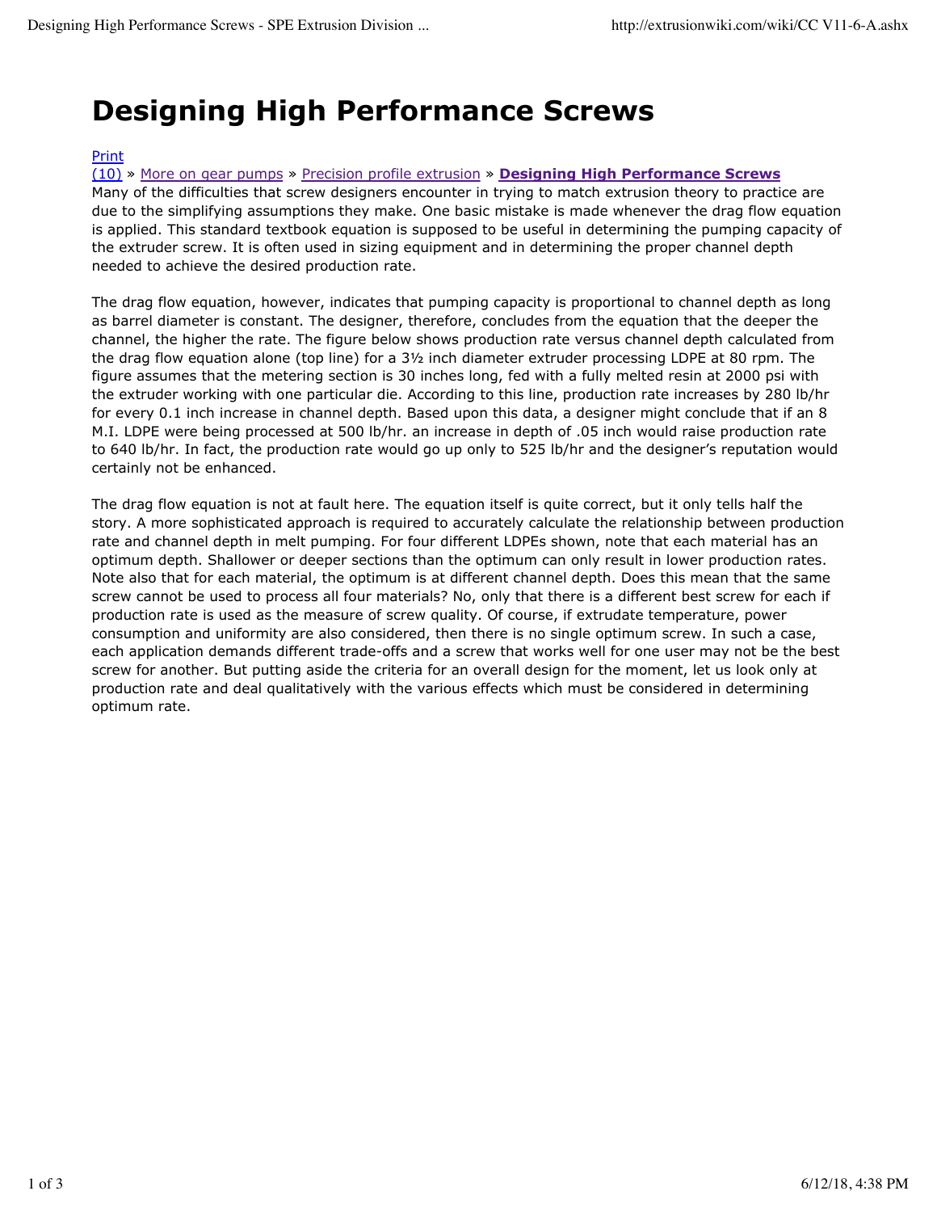# Designing High Performance Screws

Print

(10) » More on gear pumps » Precision profile extrusion » **Designing High Performance Screws**

Many of the difficulties that screw designers encounter in trying to match extrusion theory to practice are due to the simplifying assumptions they make. One basic mistake is made whenever the drag flow equation is applied. This standard textbook equation is supposed to be useful in determining the pumping capacity of the extruder screw. It is often used in sizing equipment and in determining the proper channel depth needed to achieve the desired production rate.

The drag flow equation, however, indicates that pumping capacity is proportional to channel depth as long as barrel diameter is constant. The designer, therefore, concludes from the equation that the deeper the channel, the higher the rate. The figure below shows production rate versus channel depth calculated from the drag flow equation alone (top line) for a 3½ inch diameter extruder processing LDPE at 80 rpm. The figure assumes that the metering section is 30 inches long, fed with a fully melted resin at 2000 psi with the extruder working with one particular die. According to this line, production rate increases by 280 lb/hr for every 0.1 inch increase in channel depth. Based upon this data, a designer might conclude that if an 8 M.I. LDPE were being processed at 500 lb/hr. an increase in depth of .05 inch would raise production rate to 640 lb/hr. In fact, the production rate would go up only to 525 lb/hr and the designer's reputation would certainly not be enhanced.

The drag flow equation is not at fault here. The equation itself is quite correct, but it only tells half the story. A more sophisticated approach is required to accurately calculate the relationship between production rate and channel depth in melt pumping. For four different LDPEs shown, note that each material has an optimum depth. Shallower or deeper sections than the optimum can only result in lower production rates. Note also that for each material, the optimum is at different channel depth. Does this mean that the same screw cannot be used to process all four materials? No, only that there is a different best screw for each if production rate is used as the measure of screw quality. Of course, if extrudate temperature, power consumption and uniformity are also considered, then there is no single optimum screw. In such a case, each application demands different trade-offs and a screw that works well for one user may not be the best screw for another. But putting aside the criteria for an overall design for the moment, let us look only at production rate and deal qualitatively with the various effects which must be considered in determining optimum rate.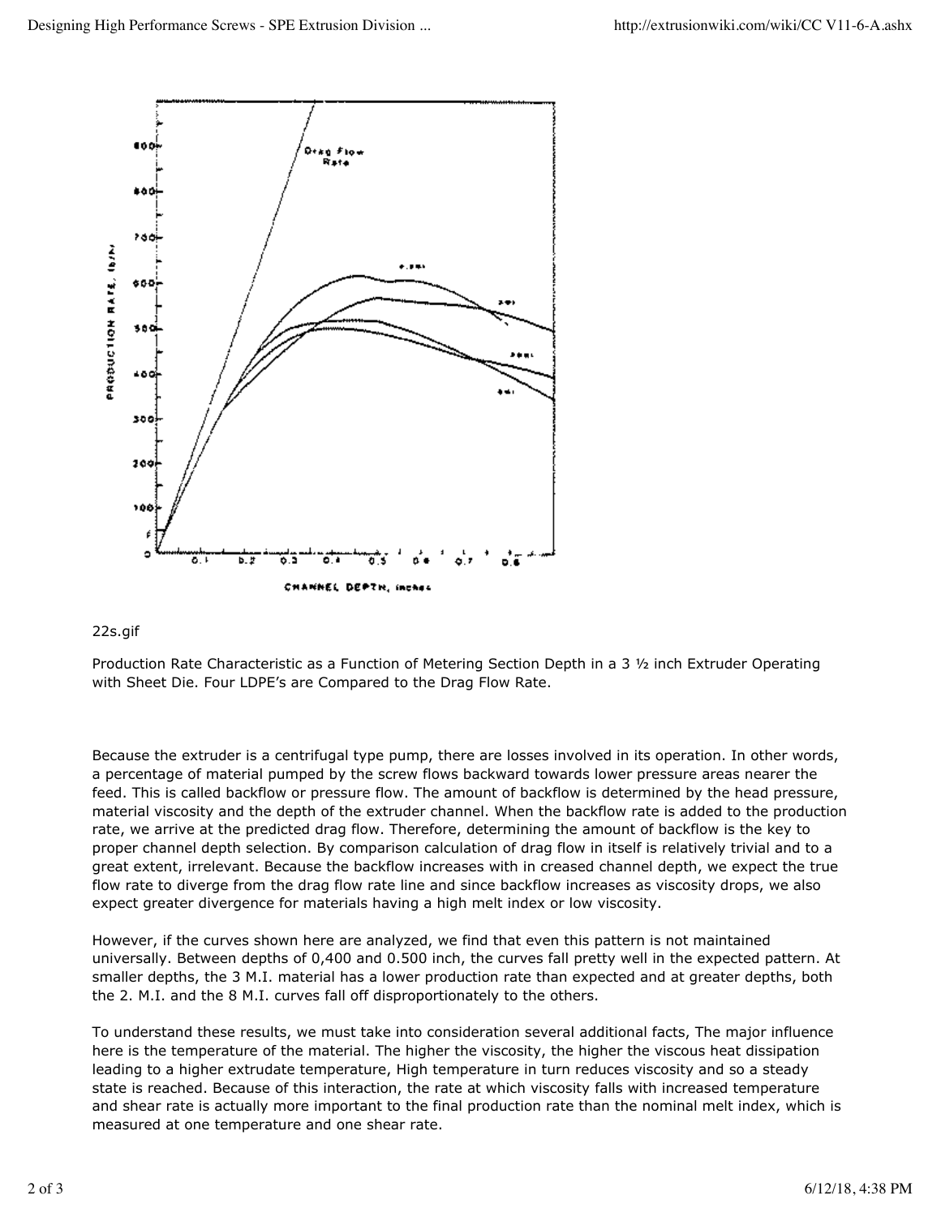22s.gif

Production Rate Characteristic as a Function of Metering Section Depth in a 3 ½ inch Extruder Operating with Sheet Die. Four LDPE's are Compared to the Drag Flow Rate.

Because the extruder is a centrifugal type pump, there are losses involved in its operation. In other words, a percentage of material pumped by the screw flows backward towards lower pressure areas nearer the feed. This is called backflow or pressure flow. The amount of backflow is determined by the head pressure, material viscosity and the depth of the extruder channel. When the backflow rate is added to the production rate, we arrive at the predicted drag flow. Therefore, determining the amount of backflow is the key to proper channel depth selection. By comparison calculation of drag flow in itself is relatively trivial and to a great extent, irrelevant. Because the backflow increases with in creased channel depth, we expect the true flow rate to diverge from the drag flow rate line and since backflow increases as viscosity drops, we also expect greater divergence for materials having a high melt index or low viscosity.

However, if the curves shown here are analyzed, we find that even this pattern is not maintained universally. Between depths of 0,400 and 0.500 inch, the curves fall pretty well in the expected pattern. At smaller depths, the 3 M.I. material has a lower production rate than expected and at greater depths, both the 2. M.I. and the 8 M.I. curves fall off disproportionately to the others.

To understand these results, we must take into consideration several additional facts, The major influence here is the temperature of the material. The higher the viscosity, the higher the viscous heat dissipation leading to a higher extrudate temperature, High temperature in turn reduces viscosity and so a steady state is reached. Because of this interaction, the rate at which viscosity falls with increased temperature and shear rate is actually more important to the final production rate than the nominal melt index, which is measured at one temperature and one shear rate.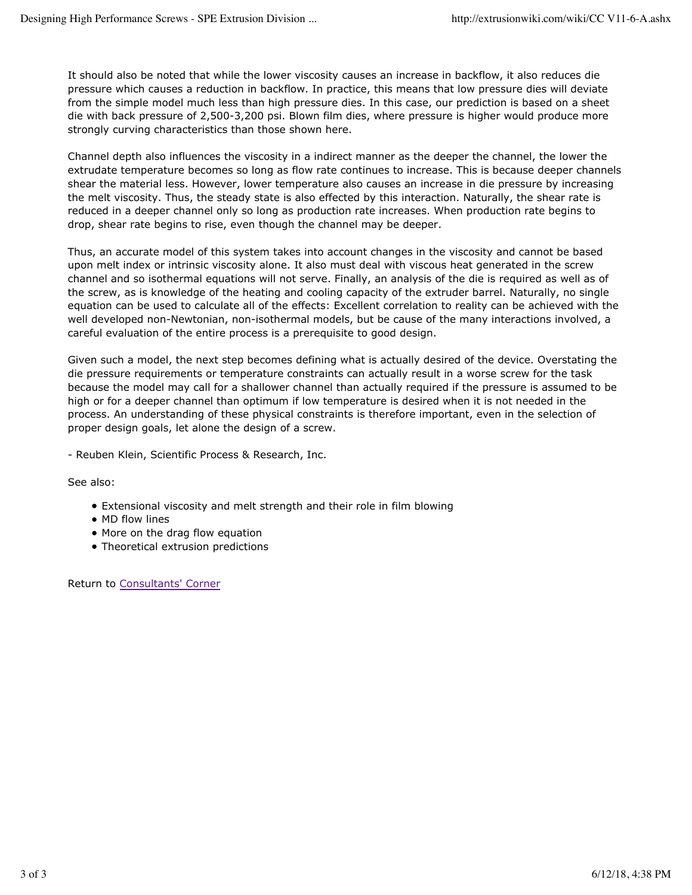It should also be noted that while the lower viscosity causes an increase in backflow, it also reduces die pressure which causes a reduction in backflow. In practice, this means that low pressure dies will deviate from the simple model much less than high pressure dies. In this case, our prediction is based on a sheet die with back pressure of 2,500-3,200 psi. Blown film dies, where pressure is higher would produce more strongly curving characteristics than those shown here.

Channel depth also influences the viscosity in a indirect manner as the deeper the channel, the lower the extrudate temperature becomes so long as flow rate continues to increase. This is because deeper channels shear the material less. However, lower temperature also causes an increase in die pressure by increasing the melt viscosity. Thus, the steady state is also effected by this interaction. Naturally, the shear rate is reduced in a deeper channel only so long as production rate increases. When production rate begins to drop, shear rate begins to rise, even though the channel may be deeper.

Thus, an accurate model of this system takes into account changes in the viscosity and cannot be based upon melt index or intrinsic viscosity alone. It also must deal with viscous heat generated in the screw channel and so isothermal equations will not serve. Finally, an analysis of the die is required as well as of the screw, as is knowledge of the heating and cooling capacity of the extruder barrel. Naturally, no single equation can be used to calculate all of the effects: Excellent correlation to reality can be achieved with the well developed non-Newtonian, non-isothermal models, but be cause of the many interactions involved, a careful evaluation of the entire process is a prerequisite to good design.

Given such a model, the next step becomes defining what is actually desired of the device. Overstating the die pressure requirements or temperature constraints can actually result in a worse screw for the task because the model may call for a shallower channel than actually required if the pressure is assumed to be high or for a deeper channel than optimum if low temperature is desired when it is not needed in the process. An understanding of these physical constraints is therefore important, even in the selection of proper design goals, let alone the design of a screw.

- Reuben Klein, Scientific Process & Research, Inc.

See also:

- Extensional viscosity and melt strength and their role in film blowing
- MD flow lines
- More on the drag flow equation
- Theoretical extrusion predictions

Return to Consultants' Corner